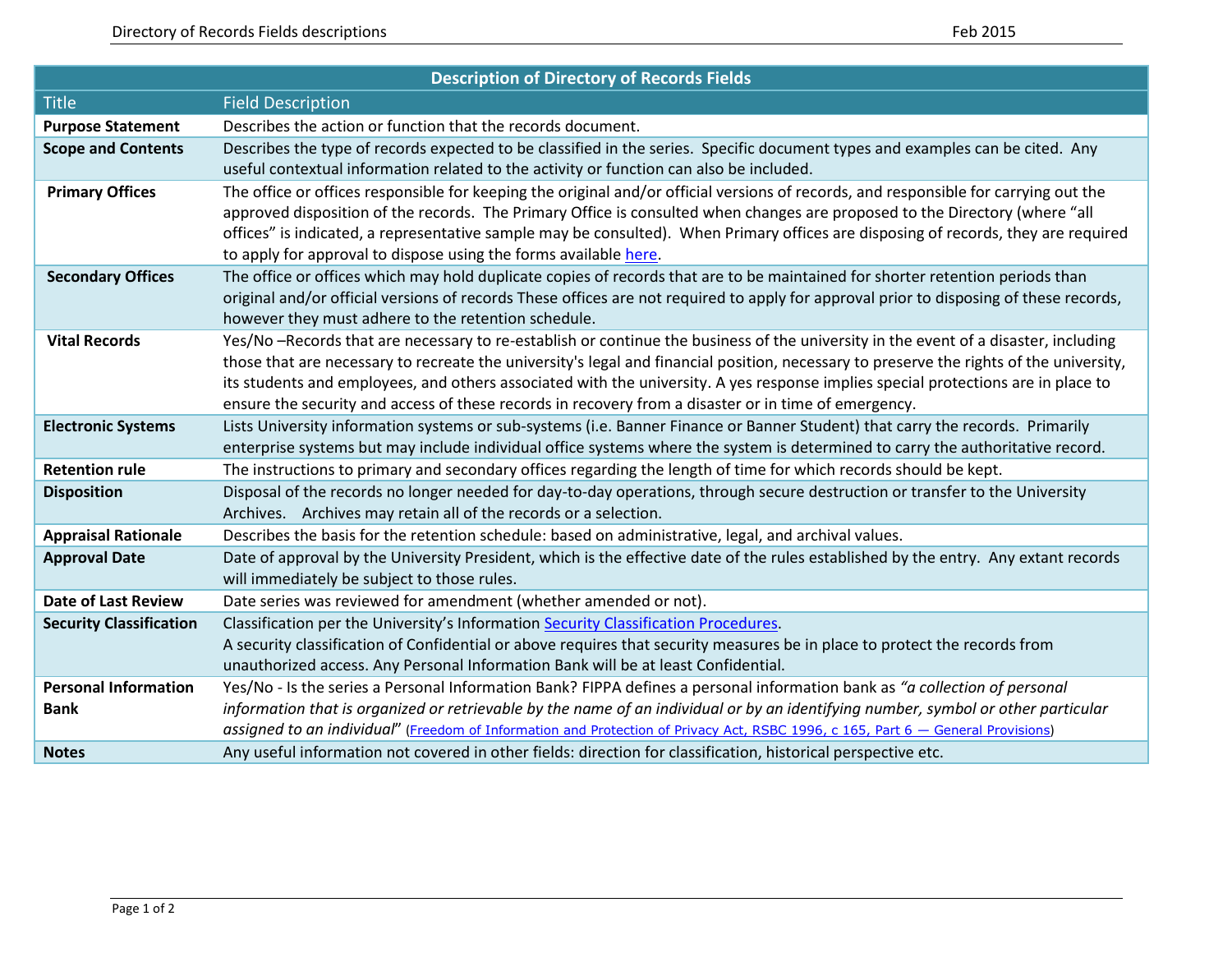| Description of Directory of Records Fields | |
|---|---|
| Title | Field Description |
| **Purpose Statement** | Describes the action or function that the records document. |
| **Scope and Contents** | Describes the type of records expected to be classified in the series. Specific document types and examples can be cited. Any useful contextual information related to the activity or function can also be included. |
| **Primary Offices** | The office or offices responsible for keeping the original and/or official versions of records, and responsible for carrying out the approved disposition of the records. The Primary Office is consulted when changes are proposed to the Directory (where "all offices" is indicated, a representative sample may be consulted). When Primary offices are disposing of records, they are required to apply for approval to dispose using the forms available here. |
| **Secondary Offices** | The office or offices which may hold duplicate copies of records that are to be maintained for shorter retention periods than original and/or official versions of records These offices are not required to apply for approval prior to disposing of these records, however they must adhere to the retention schedule. |
| **Vital Records** | Yes/No –Records that are necessary to re-establish or continue the business of the university in the event of a disaster, including those that are necessary to recreate the university's legal and financial position, necessary to preserve the rights of the university, its students and employees, and others associated with the university. A yes response implies special protections are in place to ensure the security and access of these records in recovery from a disaster or in time of emergency. |
| **Electronic Systems** | Lists University information systems or sub-systems (i.e. Banner Finance or Banner Student) that carry the records. Primarily enterprise systems but may include individual office systems where the system is determined to carry the authoritative record. |
| **Retention rule** | The instructions to primary and secondary offices regarding the length of time for which records should be kept. |
| **Disposition** | Disposal of the records no longer needed for day-to-day operations, through secure destruction or transfer to the University Archives. Archives may retain all of the records or a selection. |
| **Appraisal Rationale** | Describes the basis for the retention schedule: based on administrative, legal, and archival values. |
| **Approval Date** | Date of approval by the University President, which is the effective date of the rules established by the entry. Any extant records will immediately be subject to those rules. |
| **Date of Last Review** | Date series was reviewed for amendment (whether amended or not). |
| **Security Classification** | Classification per the University's Information Security Classification Procedures.<br>A security classification of Confidential or above requires that security measures be in place to protect the records from unauthorized access. Any Personal Information Bank will be at least Confidential. |
| **Personal Information Bank** | Yes/No - Is the series a Personal Information Bank? FIPPA defines a personal information bank as *"a collection of personal information that is organized or retrievable by the name of an individual or by an identifying number, symbol or other particular assigned to an individual"* (Freedom of Information and Protection of Privacy Act, RSBC 1996, c 165, Part 6 — General Provisions) |
| **Notes** | Any useful information not covered in other fields: direction for classification, historical perspective etc. |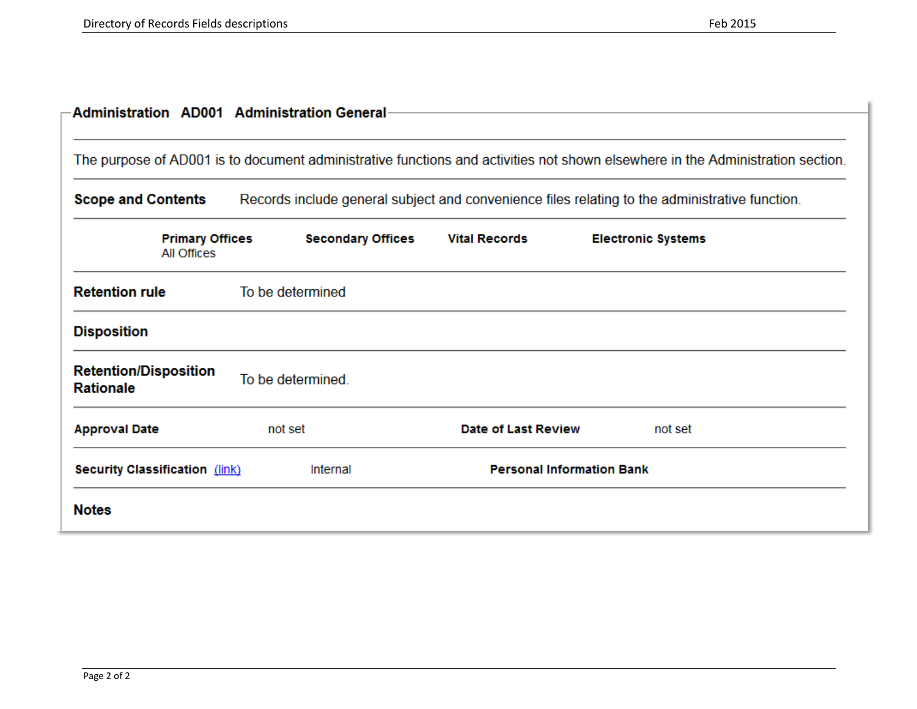## Administration AD001 Administration General

The purpose of AD001 is to document administrative functions and activities not shown elsewhere in the Administration section.

**Scope and Contents** Records include general subject and convenience files relating to the administrative function.

| Primary Offices | Secondary Offices | Vital Records | Electronic Systems |
|---|---|---|---|
| All Offices | | | |

**Retention rule** To be determined

**Disposition**

**Retention/Disposition Rationale** To be determined.

| | | | |
|---|---|---|---|
| **Approval Date** | not set | **Date of Last Review** | not set |
| **Security Classification** (link) | Internal | **Personal Information Bank** | |

**Notes**